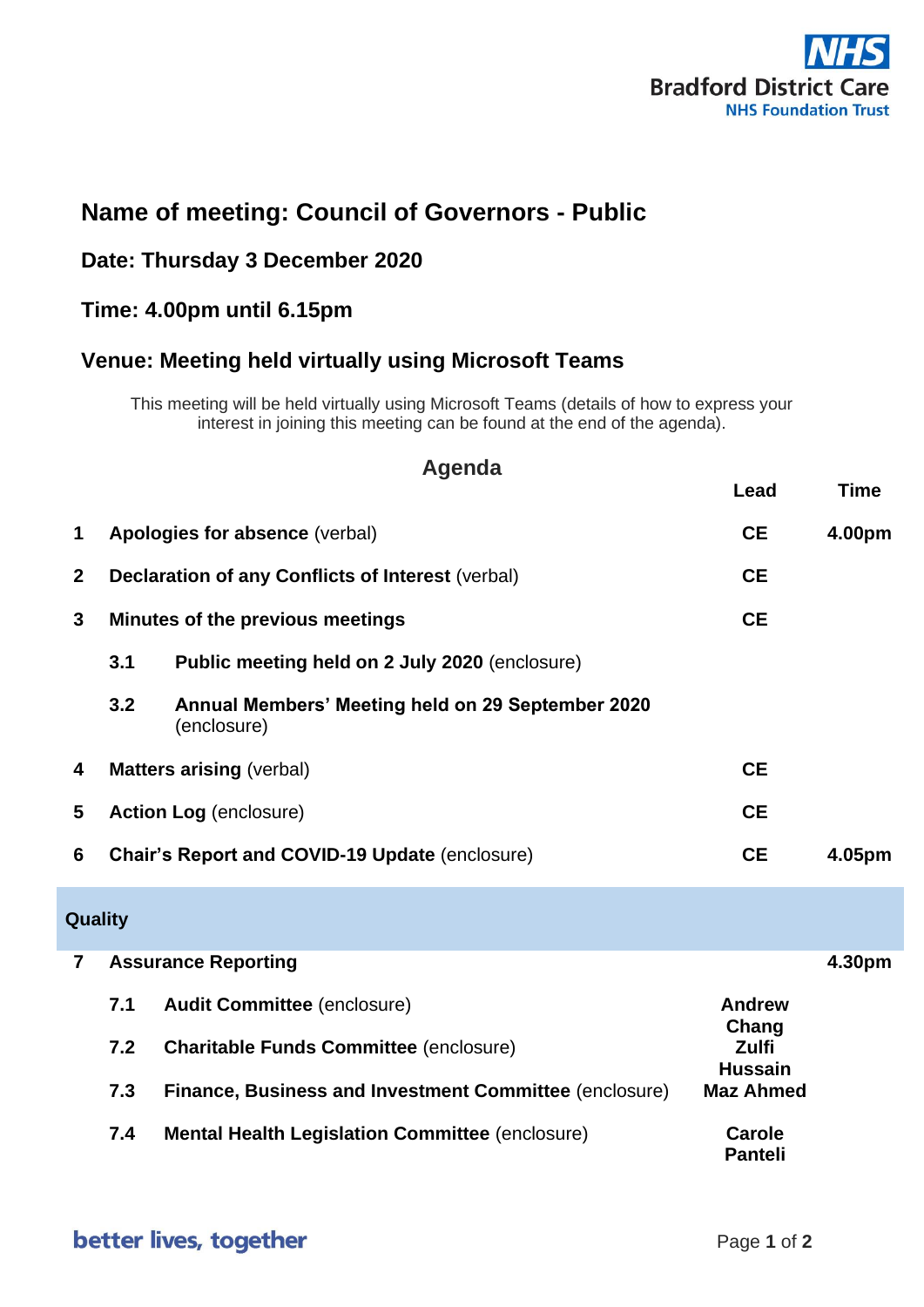# Name of meeting: Council of Governors - Public

## Date: Thursday 3 December 2020

## Time: 4.00pm until 6.15pm

## Venue: Meeting held virtually using Microsoft Teams

This meeting will be held virtually using Microsoft Teams (details of how to express your interest in joining this meeting can be found at the end of the agenda).

### Agenda

| | | | Lead | Time |
|---|---|---|---|---|
| 1 | **Apologies for absence** (verbal) | | CE | 4.00pm |
| 2 | **Declaration of any Conflicts of Interest** (verbal) | | CE | |
| 3 | **Minutes of the previous meetings** | | CE | |
| | 3.1 | **Public meeting held on 2 July 2020** (enclosure) | | |
| | 3.2 | **Annual Members' Meeting held on 29 September 2020** (enclosure) | | |
| 4 | **Matters arising** (verbal) | | CE | |
| 5 | **Action Log** (enclosure) | | CE | |
| 6 | **Chair's Report and COVID-19 Update** (enclosure) | | CE | 4.05pm |
| **Quality** | | | | |
| 7 | **Assurance Reporting** | | | 4.30pm |
| | 7.1 | **Audit Committee** (enclosure) | Andrew Chang | |
| | 7.2 | **Charitable Funds Committee** (enclosure) | Zulfi Hussain | |
| | 7.3 | **Finance, Business and Investment Committee** (enclosure) | Maz Ahmed | |
| | 7.4 | **Mental Health Legislation Committee** (enclosure) | Carole Panteli | |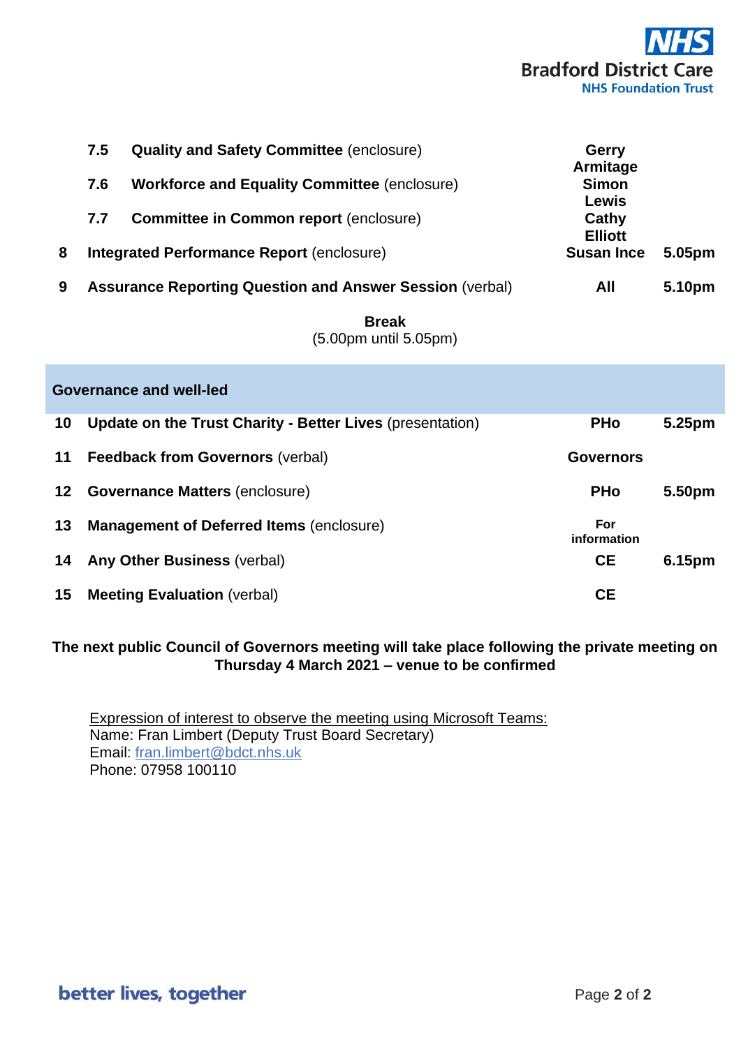| | | | |
|---|---|---|---|
| 7.5 | **Quality and Safety Committee** (enclosure) | **Gerry Armitage** | |
| 7.6 | **Workforce and Equality Committee** (enclosure) | **Simon Lewis** | |
| 7.7 | **Committee in Common report** (enclosure) | **Cathy Elliott** | |
| 8 | **Integrated Performance Report** (enclosure) | **Susan Ince** | **5.05pm** |
| 9 | **Assurance Reporting Question and Answer Session** (verbal) | **All** | **5.10pm** |

**Break**
(5.00pm until 5.05pm)

| | | | |
|---|---|---|---|
| **Governance and well-led** | | | |
| 10 | **Update on the Trust Charity - Better Lives** (presentation) | **PHo** | **5.25pm** |
| 11 | **Feedback from Governors** (verbal) | **Governors** | |
| 12 | **Governance Matters** (enclosure) | **PHo** | **5.50pm** |
| 13 | **Management of Deferred Items** (enclosure) | **For information** | |
| 14 | **Any Other Business** (verbal) | **CE** | **6.15pm** |
| 15 | **Meeting Evaluation** (verbal) | **CE** | |

**The next public Council of Governors meeting will take place following the private meeting on Thursday 4 March 2021 – venue to be confirmed**

Expression of interest to observe the meeting using Microsoft Teams:
Name: Fran Limbert (Deputy Trust Board Secretary)
Email: fran.limbert@bdct.nhs.uk
Phone: 07958 100110

better lives, together